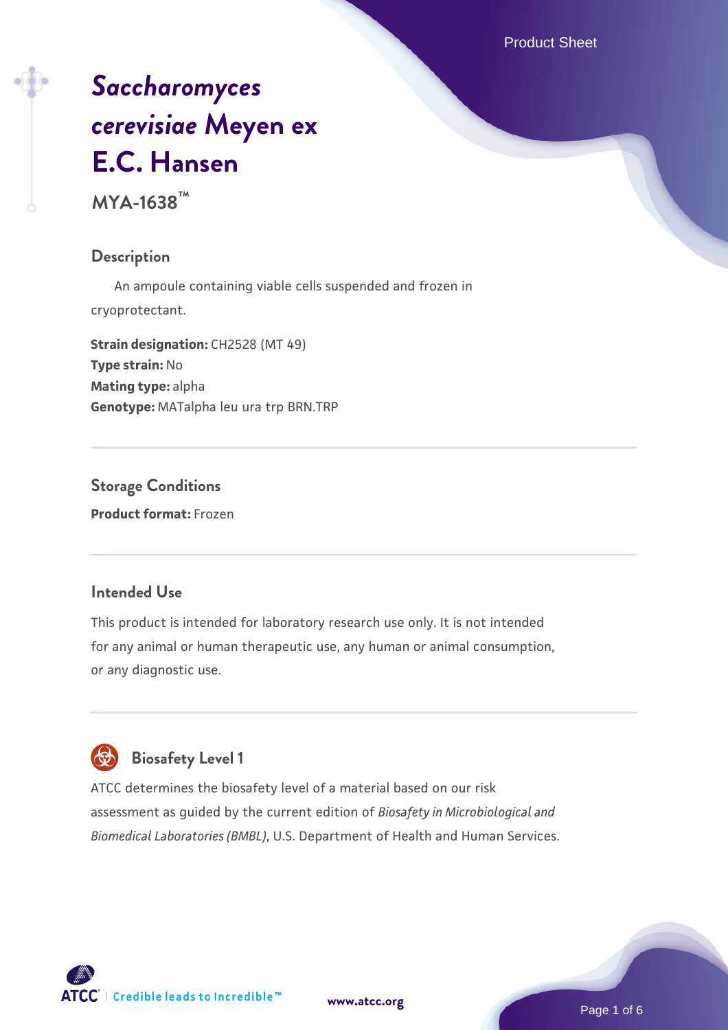# *Saccharomyces cerevisiae* Meyen ex E.C. Hansen

**MYA-1638™**

## Description

An ampoule containing viable cells suspended and frozen in cryoprotectant.

**Strain designation:** CH2528 (MT 49)
**Type strain:** No
**Mating type:** alpha
**Genotype:** MATalpha leu ura trp BRN.TRP

## Storage Conditions

**Product format:** Frozen

## Intended Use

This product is intended for laboratory research use only. It is not intended for any animal or human therapeutic use, any human or animal consumption, or any diagnostic use.

## Biosafety Level 1

ATCC determines the biosafety level of a material based on our risk assessment as guided by the current edition of *Biosafety in Microbiological and Biomedical Laboratories (BMBL)*, U.S. Department of Health and Human Services.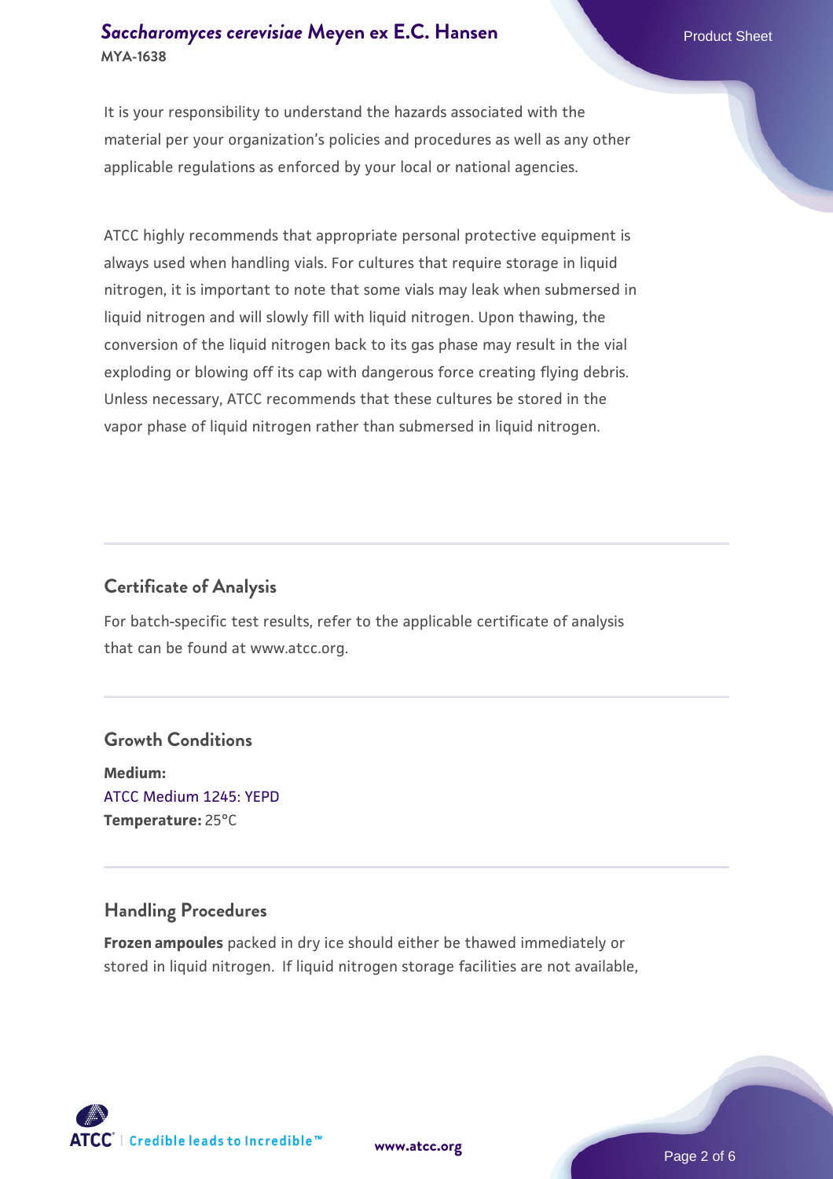It is your responsibility to understand the hazards associated with the material per your organization's policies and procedures as well as any other applicable regulations as enforced by your local or national agencies.

ATCC highly recommends that appropriate personal protective equipment is always used when handling vials. For cultures that require storage in liquid nitrogen, it is important to note that some vials may leak when submersed in liquid nitrogen and will slowly fill with liquid nitrogen. Upon thawing, the conversion of the liquid nitrogen back to its gas phase may result in the vial exploding or blowing off its cap with dangerous force creating flying debris. Unless necessary, ATCC recommends that these cultures be stored in the vapor phase of liquid nitrogen rather than submersed in liquid nitrogen.

## Certificate of Analysis

For batch-specific test results, refer to the applicable certificate of analysis that can be found at www.atcc.org.

## Growth Conditions

**Medium:**
ATCC Medium 1245: YEPD
**Temperature:** 25°C

## Handling Procedures

**Frozen ampoules** packed in dry ice should either be thawed immediately or stored in liquid nitrogen. If liquid nitrogen storage facilities are not available,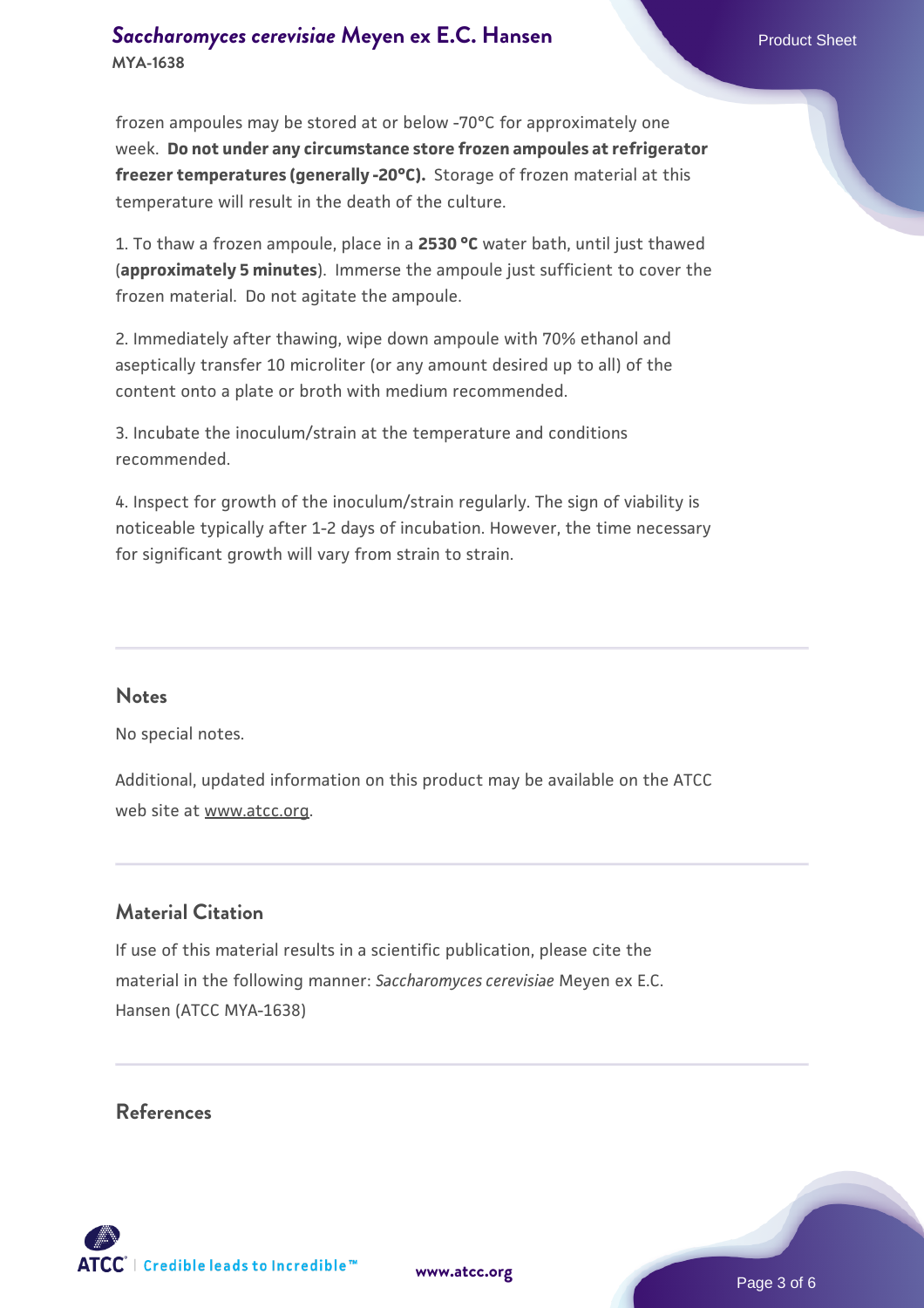frozen ampoules may be stored at or below -70°C for approximately one week. **Do not under any circumstance store frozen ampoules at refrigerator freezer temperatures (generally -20°C).** Storage of frozen material at this temperature will result in the death of the culture.

1. To thaw a frozen ampoule, place in a **2530 °C** water bath, until just thawed (**approximately 5 minutes**). Immerse the ampoule just sufficient to cover the frozen material. Do not agitate the ampoule.

2. Immediately after thawing, wipe down ampoule with 70% ethanol and aseptically transfer 10 microliter (or any amount desired up to all) of the content onto a plate or broth with medium recommended.

3. Incubate the inoculum/strain at the temperature and conditions recommended.

4. Inspect for growth of the inoculum/strain regularly. The sign of viability is noticeable typically after 1-2 days of incubation. However, the time necessary for significant growth will vary from strain to strain.

## Notes

No special notes.

Additional, updated information on this product may be available on the ATCC web site at www.atcc.org.

## Material Citation

If use of this material results in a scientific publication, please cite the material in the following manner: *Saccharomyces cerevisiae* Meyen ex E.C. Hansen (ATCC MYA-1638)

## References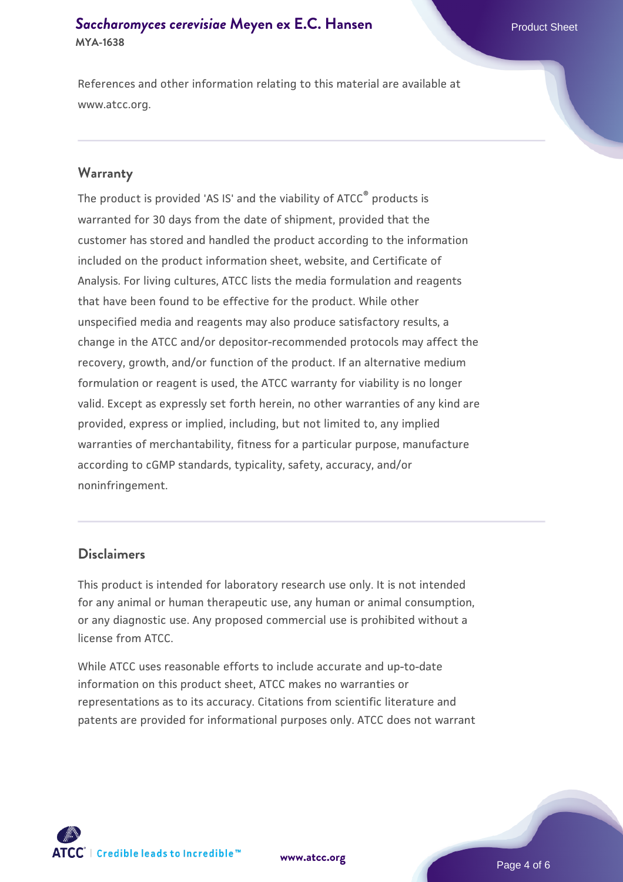References and other information relating to this material are available at www.atcc.org.

## Warranty

The product is provided 'AS IS' and the viability of ATCC® products is warranted for 30 days from the date of shipment, provided that the customer has stored and handled the product according to the information included on the product information sheet, website, and Certificate of Analysis. For living cultures, ATCC lists the media formulation and reagents that have been found to be effective for the product. While other unspecified media and reagents may also produce satisfactory results, a change in the ATCC and/or depositor-recommended protocols may affect the recovery, growth, and/or function of the product. If an alternative medium formulation or reagent is used, the ATCC warranty for viability is no longer valid. Except as expressly set forth herein, no other warranties of any kind are provided, express or implied, including, but not limited to, any implied warranties of merchantability, fitness for a particular purpose, manufacture according to cGMP standards, typicality, safety, accuracy, and/or noninfringement.

## Disclaimers

This product is intended for laboratory research use only. It is not intended for any animal or human therapeutic use, any human or animal consumption, or any diagnostic use. Any proposed commercial use is prohibited without a license from ATCC.

While ATCC uses reasonable efforts to include accurate and up-to-date information on this product sheet, ATCC makes no warranties or representations as to its accuracy. Citations from scientific literature and patents are provided for informational purposes only. ATCC does not warrant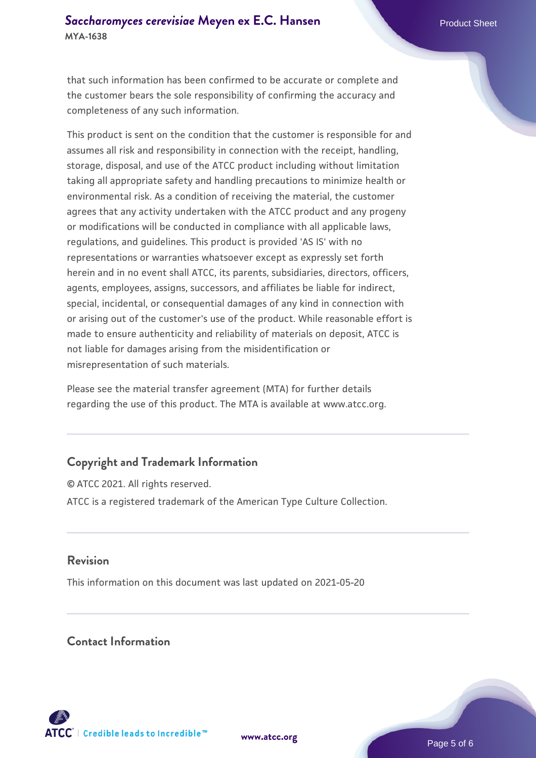that such information has been confirmed to be accurate or complete and the customer bears the sole responsibility of confirming the accuracy and completeness of any such information.

This product is sent on the condition that the customer is responsible for and assumes all risk and responsibility in connection with the receipt, handling, storage, disposal, and use of the ATCC product including without limitation taking all appropriate safety and handling precautions to minimize health or environmental risk. As a condition of receiving the material, the customer agrees that any activity undertaken with the ATCC product and any progeny or modifications will be conducted in compliance with all applicable laws, regulations, and guidelines. This product is provided 'AS IS' with no representations or warranties whatsoever except as expressly set forth herein and in no event shall ATCC, its parents, subsidiaries, directors, officers, agents, employees, assigns, successors, and affiliates be liable for indirect, special, incidental, or consequential damages of any kind in connection with or arising out of the customer's use of the product. While reasonable effort is made to ensure authenticity and reliability of materials on deposit, ATCC is not liable for damages arising from the misidentification or misrepresentation of such materials.

Please see the material transfer agreement (MTA) for further details regarding the use of this product. The MTA is available at www.atcc.org.

## Copyright and Trademark Information

© ATCC 2021. All rights reserved.

ATCC is a registered trademark of the American Type Culture Collection.

## Revision

This information on this document was last updated on 2021-05-20

## Contact Information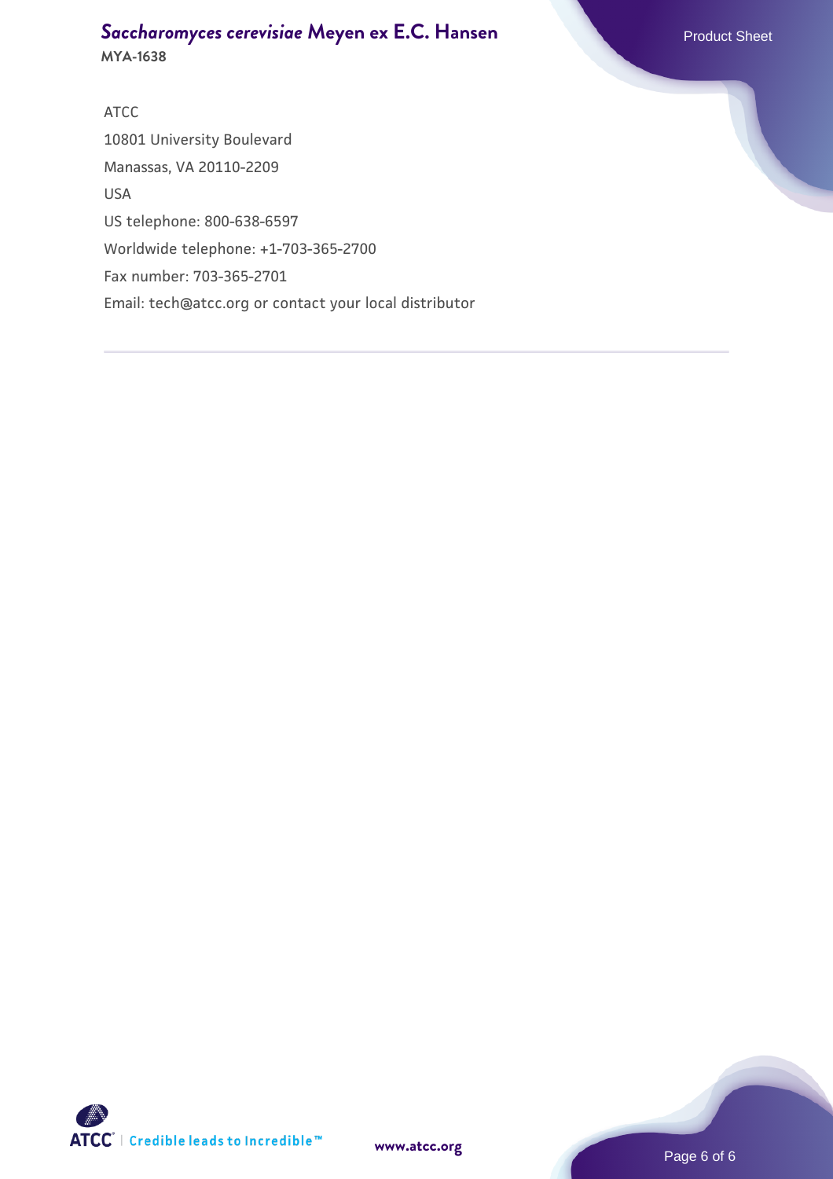ATCC

10801 University Boulevard

Manassas, VA 20110-2209

USA

US telephone: 800-638-6597

Worldwide telephone: +1-703-365-2700

Fax number: 703-365-2701

Email: tech@atcc.org or contact your local distributor